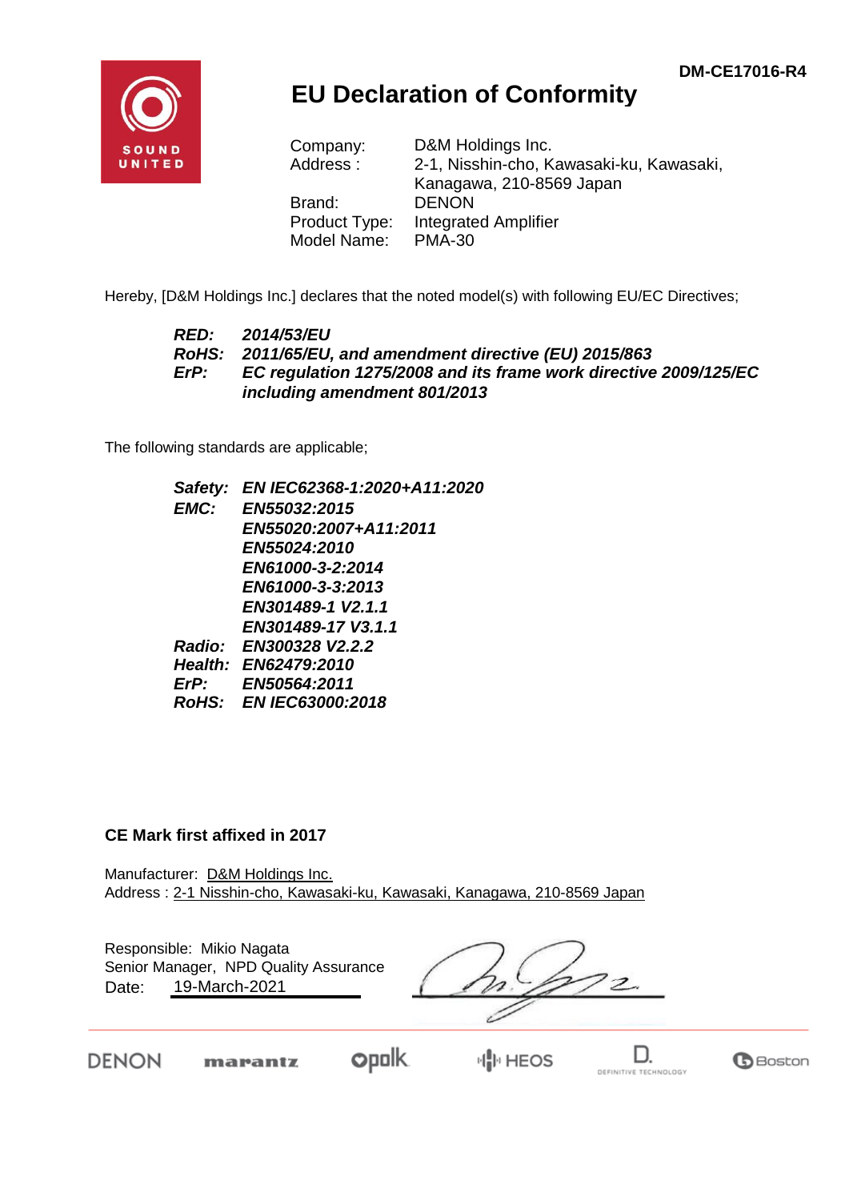DM-CE17016-R4

# EU Declaration of Conformity

| | |
|---|---|
| Company: | D&M Holdings Inc. |
| Address : | 2-1, Nisshin-cho, Kawasaki-ku, Kawasaki, Kanagawa, 210-8569 Japan |
| Brand: | DENON |
| Product Type: | Integrated Amplifier |
| Model Name: | PMA-30 |

Hereby, [D&M Holdings Inc.] declares that the noted model(s) with following EU/EC Directives;

***RED:*** ***2014/53/EU***
***RoHS:*** ***2011/65/EU, and amendment directive (EU) 2015/863***
***ErP:*** ***EC regulation 1275/2008 and its frame work directive 2009/125/EC including amendment 801/2013***

The following standards are applicable;

***Safety:*** ***EN IEC62368-1:2020+A11:2020***
***EMC:*** ***EN55032:2015***
***EN55020:2007+A11:2011***
***EN55024:2010***
***EN61000-3-2:2014***
***EN61000-3-3:2013***
***EN301489-1 V2.1.1***
***EN301489-17 V3.1.1***
***Radio:*** ***EN300328 V2.2.2***
***Health:*** ***EN62479:2010***
***ErP:*** ***EN50564:2011***
***RoHS:*** ***EN IEC63000:2018***

**CE Mark first affixed in 2017**

Manufacturer: D&M Holdings Inc.
Address : 2-1 Nisshin-cho, Kawasaki-ku, Kawasaki, Kanagawa, 210-8569 Japan

Responsible: Mikio Nagata
Senior Manager, NPD Quality Assurance
Date: 19-March-2021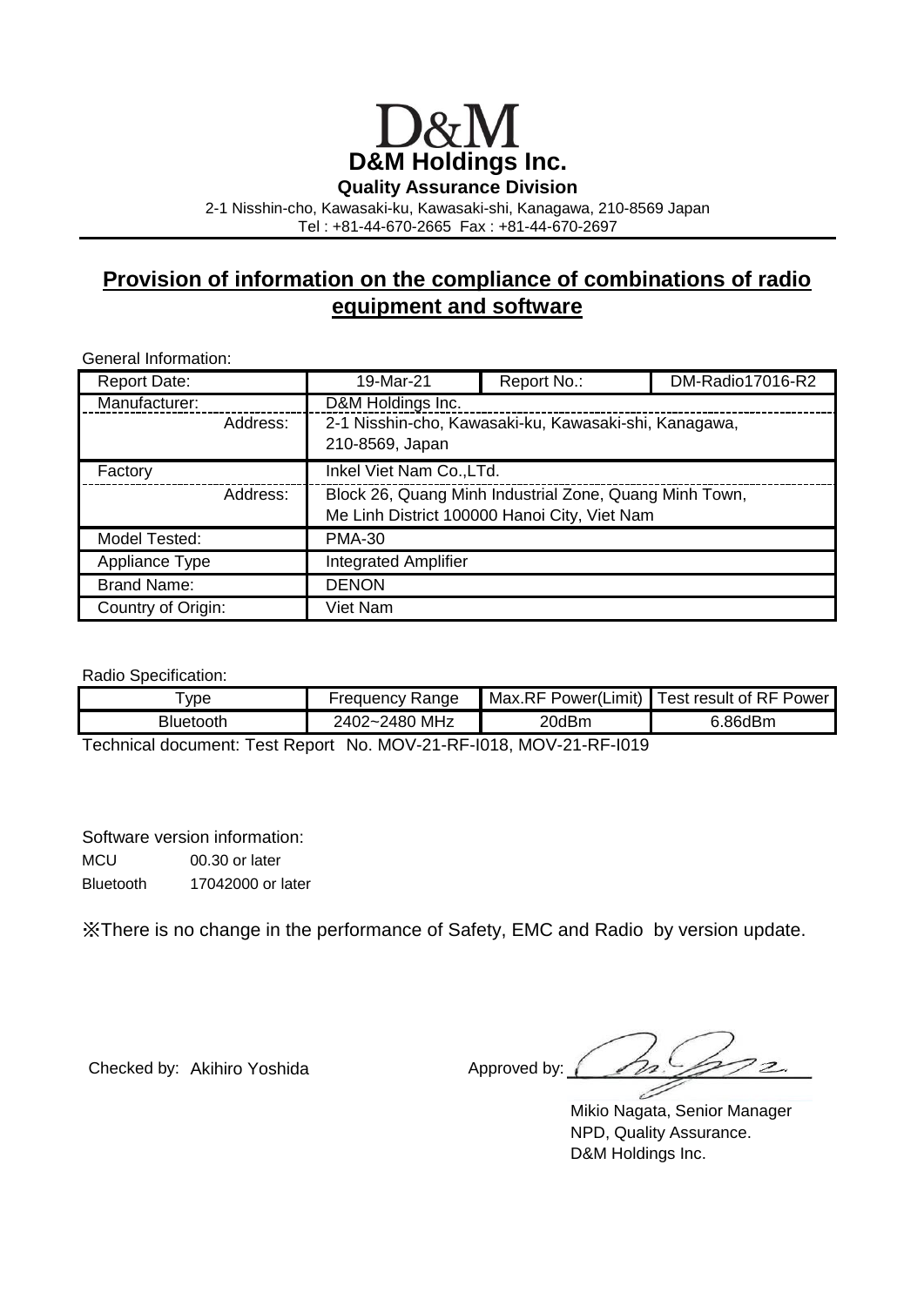D&M
**D&M Holdings Inc.**
**Quality Assurance Division**
2-1 Nisshin-cho, Kawasaki-ku, Kawasaki-shi, Kanagawa, 210-8569 Japan
Tel : +81-44-670-2665 Fax : +81-44-670-2697

## Provision of information on the compliance of combinations of radio equipment and software

General Information:

| | | | |
|---|---|---|---|
| Report Date: | 19-Mar-21 | Report No.: | DM-Radio17016-R2 |
| Manufacturer: | D&M Holdings Inc. | | |
| Address: | 2-1 Nisshin-cho, Kawasaki-ku, Kawasaki-shi, Kanagawa, 210-8569, Japan | | |
| Factory | Inkel Viet Nam Co.,LTd. | | |
| Address: | Block 26, Quang Minh Industrial Zone, Quang Minh Town, Me Linh District 100000 Hanoi City, Viet Nam | | |
| Model Tested: | PMA-30 | | |
| Appliance Type | Integrated Amplifier | | |
| Brand Name: | DENON | | |
| Country of Origin: | Viet Nam | | |

Radio Specification:

| Type | Frequency Range | Max.RF Power(Limit) | Test result of RF Power |
|---|---|---|---|
| Bluetooth | 2402~2480 MHz | 20dBm | 6.86dBm |

Technical document: Test Report No. MOV-21-RF-I018, MOV-21-RF-I019

Software version information:

MCU 00.30 or later

Bluetooth 17042000 or later

※There is no change in the performance of Safety, EMC and Radio by version update.

Checked by: Akihiro Yoshida

Approved by:

Mikio Nagata, Senior Manager
NPD, Quality Assurance.
D&M Holdings Inc.